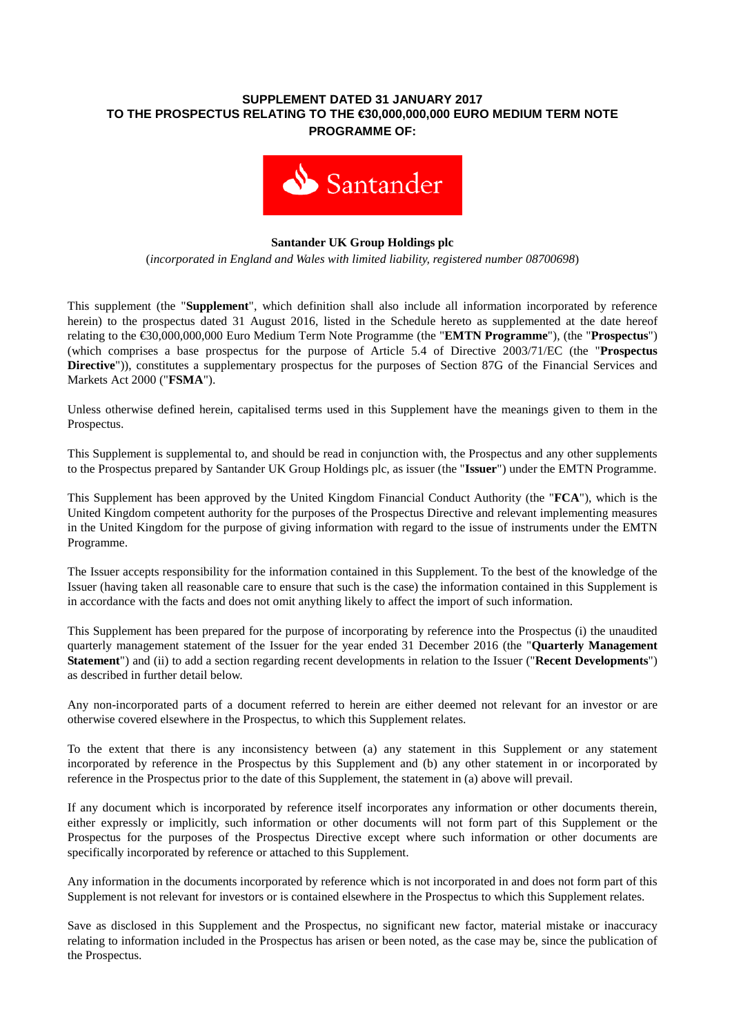**SUPPLEMENT DATED 31 JANUARY 2017**
**TO THE PROSPECTUS RELATING TO THE €30,000,000,000 EURO MEDIUM TERM NOTE PROGRAMME OF:**

Santander

**Santander UK Group Holdings plc**

(*incorporated in England and Wales with limited liability, registered number 08700698*)

This supplement (the "**Supplement**", which definition shall also include all information incorporated by reference herein) to the prospectus dated 31 August 2016, listed in the Schedule hereto as supplemented at the date hereof relating to the €30,000,000,000 Euro Medium Term Note Programme (the "**EMTN Programme**"), (the "**Prospectus**") (which comprises a base prospectus for the purpose of Article 5.4 of Directive 2003/71/EC (the "**Prospectus Directive**")), constitutes a supplementary prospectus for the purposes of Section 87G of the Financial Services and Markets Act 2000 ("**FSMA**").

Unless otherwise defined herein, capitalised terms used in this Supplement have the meanings given to them in the Prospectus.

This Supplement is supplemental to, and should be read in conjunction with, the Prospectus and any other supplements to the Prospectus prepared by Santander UK Group Holdings plc, as issuer (the "**Issuer**") under the EMTN Programme.

This Supplement has been approved by the United Kingdom Financial Conduct Authority (the "**FCA**"), which is the United Kingdom competent authority for the purposes of the Prospectus Directive and relevant implementing measures in the United Kingdom for the purpose of giving information with regard to the issue of instruments under the EMTN Programme.

The Issuer accepts responsibility for the information contained in this Supplement. To the best of the knowledge of the Issuer (having taken all reasonable care to ensure that such is the case) the information contained in this Supplement is in accordance with the facts and does not omit anything likely to affect the import of such information.

This Supplement has been prepared for the purpose of incorporating by reference into the Prospectus (i) the unaudited quarterly management statement of the Issuer for the year ended 31 December 2016 (the "**Quarterly Management Statement**") and (ii) to add a section regarding recent developments in relation to the Issuer ("**Recent Developments**") as described in further detail below.

Any non-incorporated parts of a document referred to herein are either deemed not relevant for an investor or are otherwise covered elsewhere in the Prospectus, to which this Supplement relates.

To the extent that there is any inconsistency between (a) any statement in this Supplement or any statement incorporated by reference in the Prospectus by this Supplement and (b) any other statement in or incorporated by reference in the Prospectus prior to the date of this Supplement, the statement in (a) above will prevail.

If any document which is incorporated by reference itself incorporates any information or other documents therein, either expressly or implicitly, such information or other documents will not form part of this Supplement or the Prospectus for the purposes of the Prospectus Directive except where such information or other documents are specifically incorporated by reference or attached to this Supplement.

Any information in the documents incorporated by reference which is not incorporated in and does not form part of this Supplement is not relevant for investors or is contained elsewhere in the Prospectus to which this Supplement relates.

Save as disclosed in this Supplement and the Prospectus, no significant new factor, material mistake or inaccuracy relating to information included in the Prospectus has arisen or been noted, as the case may be, since the publication of the Prospectus.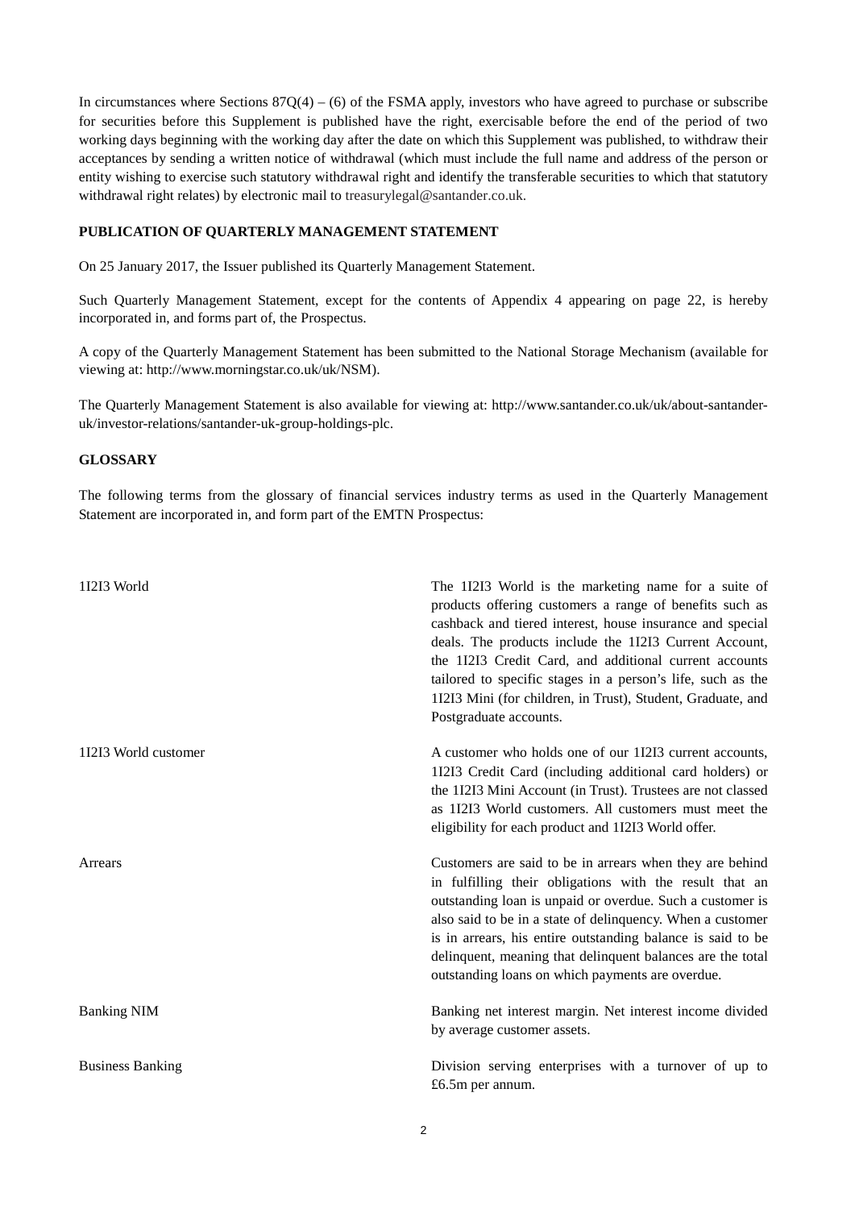In circumstances where Sections 87Q(4) – (6) of the FSMA apply, investors who have agreed to purchase or subscribe for securities before this Supplement is published have the right, exercisable before the end of the period of two working days beginning with the working day after the date on which this Supplement was published, to withdraw their acceptances by sending a written notice of withdrawal (which must include the full name and address of the person or entity wishing to exercise such statutory withdrawal right and identify the transferable securities to which that statutory withdrawal right relates) by electronic mail to treasurylegal@santander.co.uk.

**PUBLICATION OF QUARTERLY MANAGEMENT STATEMENT**

On 25 January 2017, the Issuer published its Quarterly Management Statement.

Such Quarterly Management Statement, except for the contents of Appendix 4 appearing on page 22, is hereby incorporated in, and forms part of, the Prospectus.

A copy of the Quarterly Management Statement has been submitted to the National Storage Mechanism (available for viewing at: http://www.morningstar.co.uk/uk/NSM).

The Quarterly Management Statement is also available for viewing at: http://www.santander.co.uk/uk/about-santander-uk/investor-relations/santander-uk-group-holdings-plc.

**GLOSSARY**

The following terms from the glossary of financial services industry terms as used in the Quarterly Management Statement are incorporated in, and form part of the EMTN Prospectus:

| | |
|---|---|
| 1I2I3 World | The 1I2I3 World is the marketing name for a suite of products offering customers a range of benefits such as cashback and tiered interest, house insurance and special deals. The products include the 1I2I3 Current Account, the 1I2I3 Credit Card, and additional current accounts tailored to specific stages in a person's life, such as the 1I2I3 Mini (for children, in Trust), Student, Graduate, and Postgraduate accounts. |
| 1I2I3 World customer | A customer who holds one of our 1I2I3 current accounts, 1I2I3 Credit Card (including additional card holders) or the 1I2I3 Mini Account (in Trust). Trustees are not classed as 1I2I3 World customers. All customers must meet the eligibility for each product and 1I2I3 World offer. |
| Arrears | Customers are said to be in arrears when they are behind in fulfilling their obligations with the result that an outstanding loan is unpaid or overdue. Such a customer is also said to be in a state of delinquency. When a customer is in arrears, his entire outstanding balance is said to be delinquent, meaning that delinquent balances are the total outstanding loans on which payments are overdue. |
| Banking NIM | Banking net interest margin. Net interest income divided by average customer assets. |
| Business Banking | Division serving enterprises with a turnover of up to £6.5m per annum. |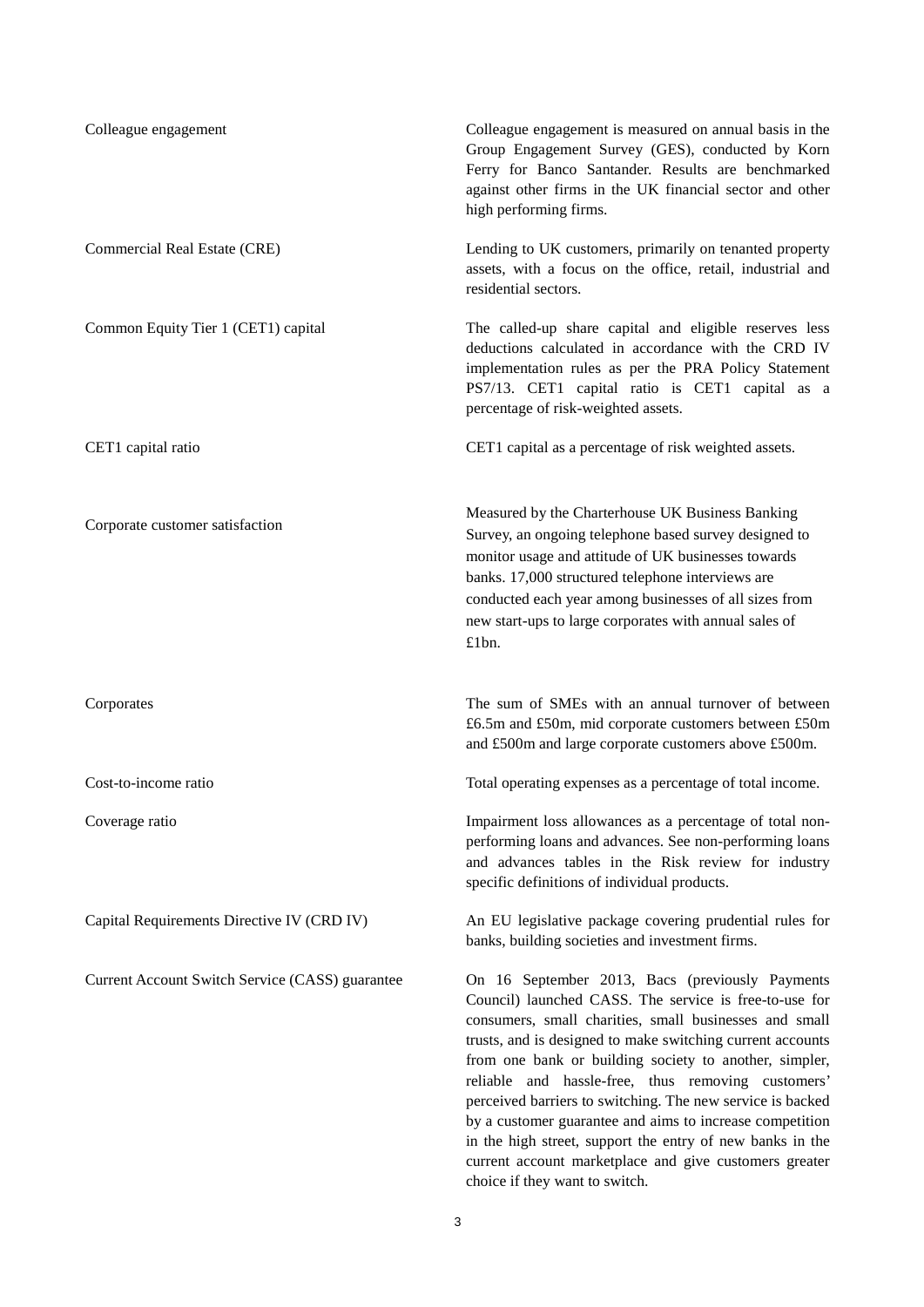| | |
|---|---|
| Colleague engagement | Colleague engagement is measured on annual basis in the Group Engagement Survey (GES), conducted by Korn Ferry for Banco Santander. Results are benchmarked against other firms in the UK financial sector and other high performing firms. |
| Commercial Real Estate (CRE) | Lending to UK customers, primarily on tenanted property assets, with a focus on the office, retail, industrial and residential sectors. |
| Common Equity Tier 1 (CET1) capital | The called-up share capital and eligible reserves less deductions calculated in accordance with the CRD IV implementation rules as per the PRA Policy Statement PS7/13. CET1 capital ratio is CET1 capital as a percentage of risk-weighted assets. |
| CET1 capital ratio | CET1 capital as a percentage of risk weighted assets. |
| Corporate customer satisfaction | Measured by the Charterhouse UK Business Banking Survey, an ongoing telephone based survey designed to monitor usage and attitude of UK businesses towards banks. 17,000 structured telephone interviews are conducted each year among businesses of all sizes from new start-ups to large corporates with annual sales of £1bn. |
| Corporates | The sum of SMEs with an annual turnover of between £6.5m and £50m, mid corporate customers between £50m and £500m and large corporate customers above £500m. |
| Cost-to-income ratio | Total operating expenses as a percentage of total income. |
| Coverage ratio | Impairment loss allowances as a percentage of total non-performing loans and advances. See non-performing loans and advances tables in the Risk review for industry specific definitions of individual products. |
| Capital Requirements Directive IV (CRD IV) | An EU legislative package covering prudential rules for banks, building societies and investment firms. |
| Current Account Switch Service (CASS) guarantee | On 16 September 2013, Bacs (previously Payments Council) launched CASS. The service is free-to-use for consumers, small charities, small businesses and small trusts, and is designed to make switching current accounts from one bank or building society to another, simpler, reliable and hassle-free, thus removing customers' perceived barriers to switching. The new service is backed by a customer guarantee and aims to increase competition in the high street, support the entry of new banks in the current account marketplace and give customers greater choice if they want to switch. |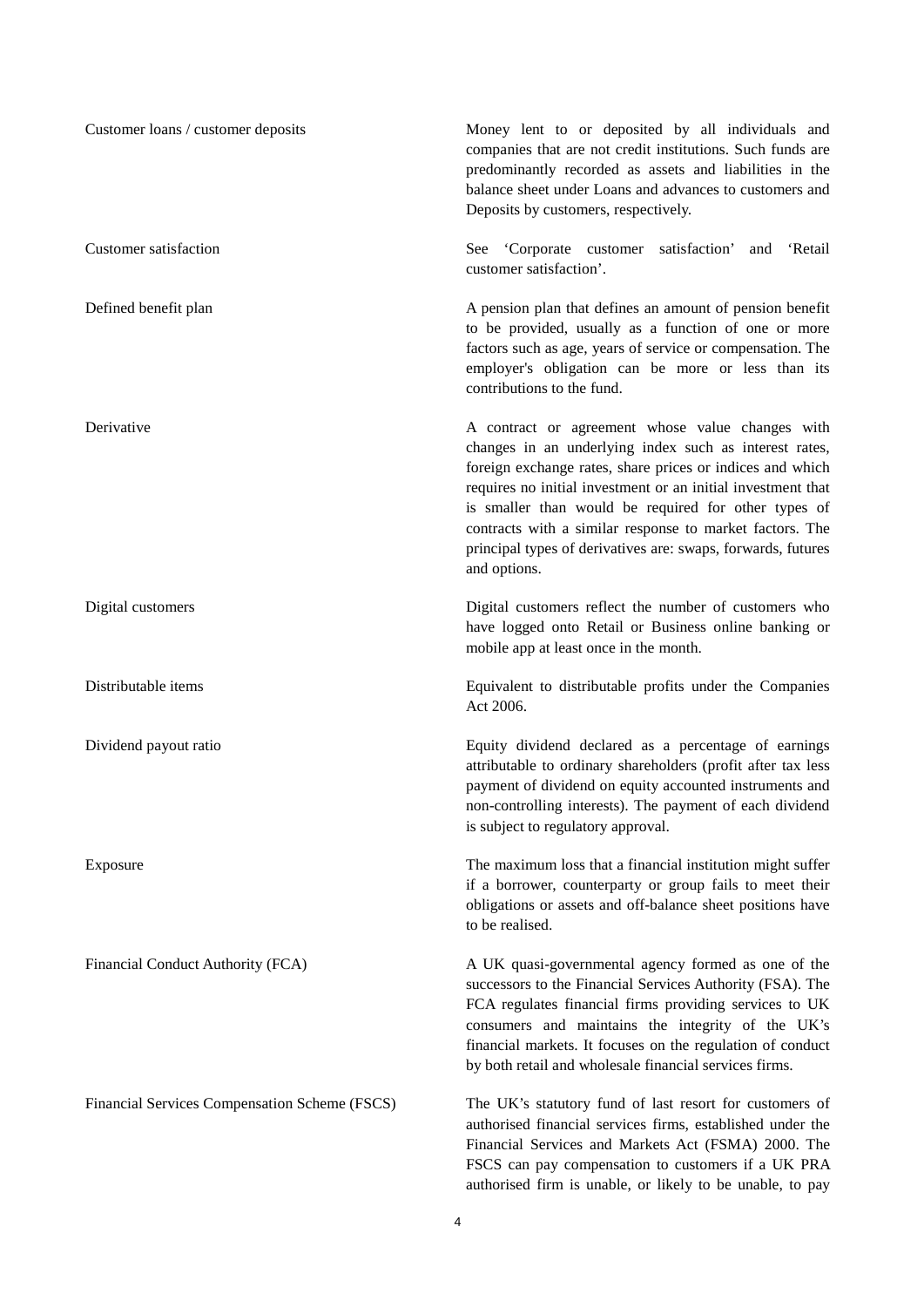| | |
|---|---|
| Customer loans / customer deposits | Money lent to or deposited by all individuals and companies that are not credit institutions. Such funds are predominantly recorded as assets and liabilities in the balance sheet under Loans and advances to customers and Deposits by customers, respectively. |
| Customer satisfaction | See 'Corporate customer satisfaction' and 'Retail customer satisfaction'. |
| Defined benefit plan | A pension plan that defines an amount of pension benefit to be provided, usually as a function of one or more factors such as age, years of service or compensation. The employer's obligation can be more or less than its contributions to the fund. |
| Derivative | A contract or agreement whose value changes with changes in an underlying index such as interest rates, foreign exchange rates, share prices or indices and which requires no initial investment or an initial investment that is smaller than would be required for other types of contracts with a similar response to market factors. The principal types of derivatives are: swaps, forwards, futures and options. |
| Digital customers | Digital customers reflect the number of customers who have logged onto Retail or Business online banking or mobile app at least once in the month. |
| Distributable items | Equivalent to distributable profits under the Companies Act 2006. |
| Dividend payout ratio | Equity dividend declared as a percentage of earnings attributable to ordinary shareholders (profit after tax less payment of dividend on equity accounted instruments and non-controlling interests). The payment of each dividend is subject to regulatory approval. |
| Exposure | The maximum loss that a financial institution might suffer if a borrower, counterparty or group fails to meet their obligations or assets and off-balance sheet positions have to be realised. |
| Financial Conduct Authority (FCA) | A UK quasi-governmental agency formed as one of the successors to the Financial Services Authority (FSA). The FCA regulates financial firms providing services to UK consumers and maintains the integrity of the UK's financial markets. It focuses on the regulation of conduct by both retail and wholesale financial services firms. |
| Financial Services Compensation Scheme (FSCS) | The UK's statutory fund of last resort for customers of authorised financial services firms, established under the Financial Services and Markets Act (FSMA) 2000. The FSCS can pay compensation to customers if a UK PRA authorised firm is unable, or likely to be unable, to pay |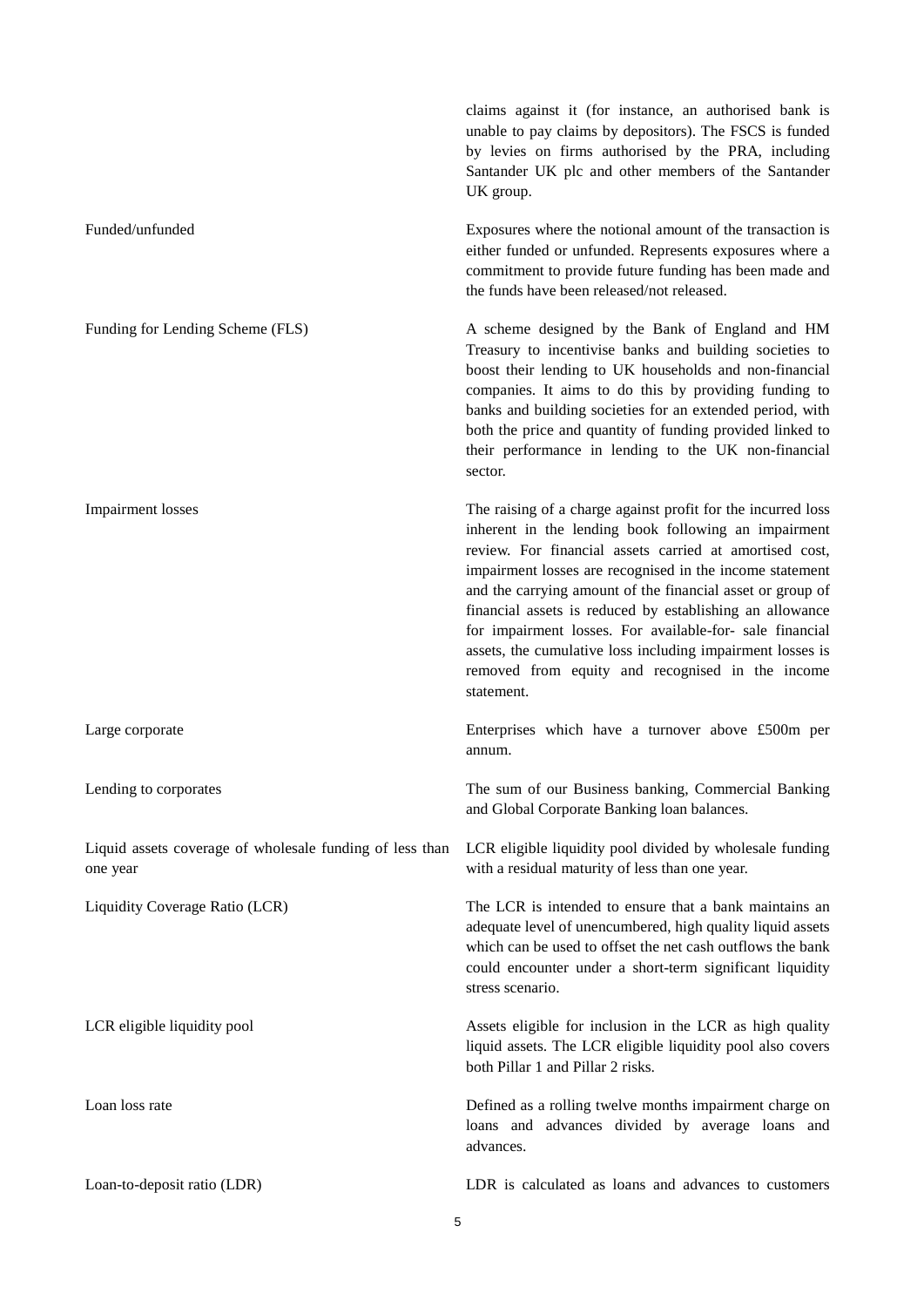| | |
|---|---|
| | claims against it (for instance, an authorised bank is unable to pay claims by depositors). The FSCS is funded by levies on firms authorised by the PRA, including Santander UK plc and other members of the Santander UK group. |
| Funded/unfunded | Exposures where the notional amount of the transaction is either funded or unfunded. Represents exposures where a commitment to provide future funding has been made and the funds have been released/not released. |
| Funding for Lending Scheme (FLS) | A scheme designed by the Bank of England and HM Treasury to incentivise banks and building societies to boost their lending to UK households and non-financial companies. It aims to do this by providing funding to banks and building societies for an extended period, with both the price and quantity of funding provided linked to their performance in lending to the UK non-financial sector. |
| Impairment losses | The raising of a charge against profit for the incurred loss inherent in the lending book following an impairment review. For financial assets carried at amortised cost, impairment losses are recognised in the income statement and the carrying amount of the financial asset or group of financial assets is reduced by establishing an allowance for impairment losses. For available-for- sale financial assets, the cumulative loss including impairment losses is removed from equity and recognised in the income statement. |
| Large corporate | Enterprises which have a turnover above £500m per annum. |
| Lending to corporates | The sum of our Business banking, Commercial Banking and Global Corporate Banking loan balances. |
| Liquid assets coverage of wholesale funding of less than one year | LCR eligible liquidity pool divided by wholesale funding with a residual maturity of less than one year. |
| Liquidity Coverage Ratio (LCR) | The LCR is intended to ensure that a bank maintains an adequate level of unencumbered, high quality liquid assets which can be used to offset the net cash outflows the bank could encounter under a short-term significant liquidity stress scenario. |
| LCR eligible liquidity pool | Assets eligible for inclusion in the LCR as high quality liquid assets. The LCR eligible liquidity pool also covers both Pillar 1 and Pillar 2 risks. |
| Loan loss rate | Defined as a rolling twelve months impairment charge on loans and advances divided by average loans and advances. |
| Loan-to-deposit ratio (LDR) | LDR is calculated as loans and advances to customers |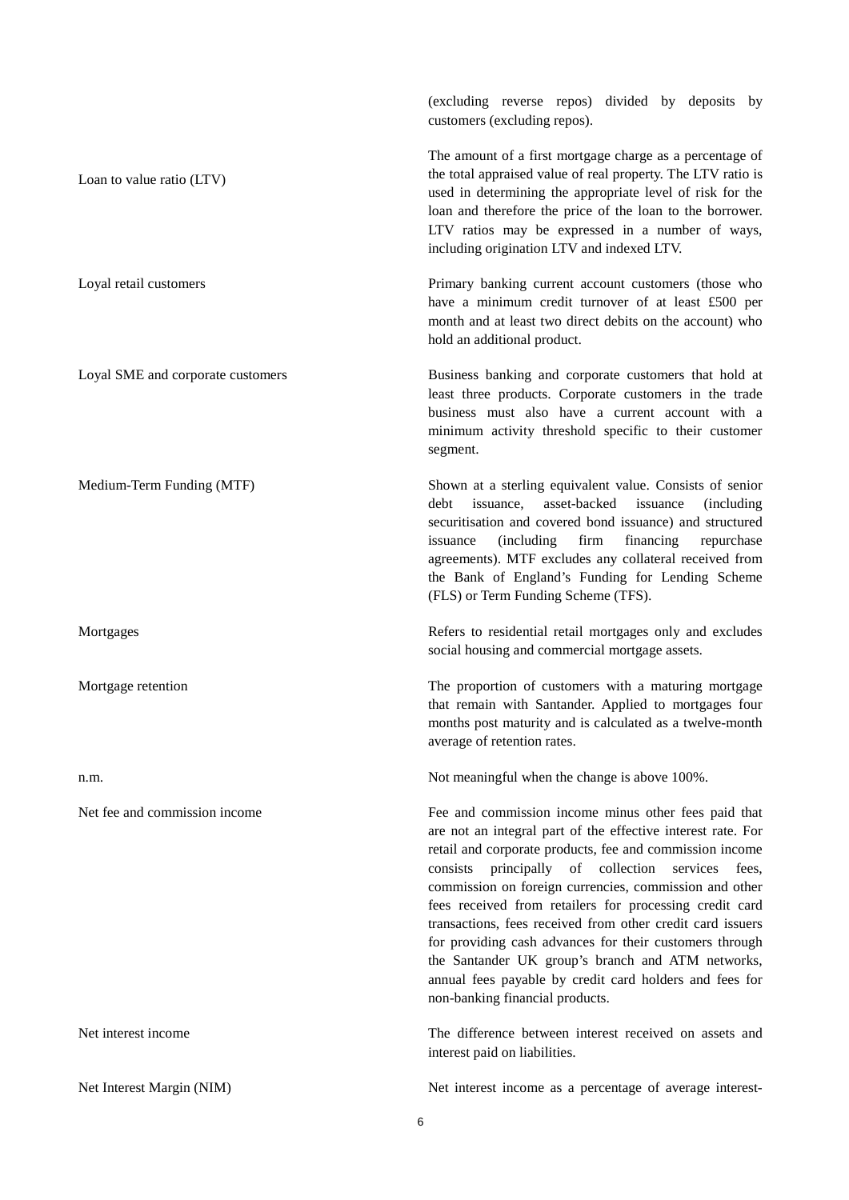| | |
|---|---|
| | (excluding reverse repos) divided by deposits by customers (excluding repos). |
| Loan to value ratio (LTV) | The amount of a first mortgage charge as a percentage of the total appraised value of real property. The LTV ratio is used in determining the appropriate level of risk for the loan and therefore the price of the loan to the borrower. LTV ratios may be expressed in a number of ways, including origination LTV and indexed LTV. |
| Loyal retail customers | Primary banking current account customers (those who have a minimum credit turnover of at least £500 per month and at least two direct debits on the account) who hold an additional product. |
| Loyal SME and corporate customers | Business banking and corporate customers that hold at least three products. Corporate customers in the trade business must also have a current account with a minimum activity threshold specific to their customer segment. |
| Medium-Term Funding (MTF) | Shown at a sterling equivalent value. Consists of senior debt issuance, asset-backed issuance (including securitisation and covered bond issuance) and structured issuance (including firm financing repurchase agreements). MTF excludes any collateral received from the Bank of England's Funding for Lending Scheme (FLS) or Term Funding Scheme (TFS). |
| Mortgages | Refers to residential retail mortgages only and excludes social housing and commercial mortgage assets. |
| Mortgage retention | The proportion of customers with a maturing mortgage that remain with Santander. Applied to mortgages four months post maturity and is calculated as a twelve-month average of retention rates. |
| n.m. | Not meaningful when the change is above 100%. |
| Net fee and commission income | Fee and commission income minus other fees paid that are not an integral part of the effective interest rate. For retail and corporate products, fee and commission income consists principally of collection services fees, commission on foreign currencies, commission and other fees received from retailers for processing credit card transactions, fees received from other credit card issuers for providing cash advances for their customers through the Santander UK group's branch and ATM networks, annual fees payable by credit card holders and fees for non-banking financial products. |
| Net interest income | The difference between interest received on assets and interest paid on liabilities. |
| Net Interest Margin (NIM) | Net interest income as a percentage of average interest- |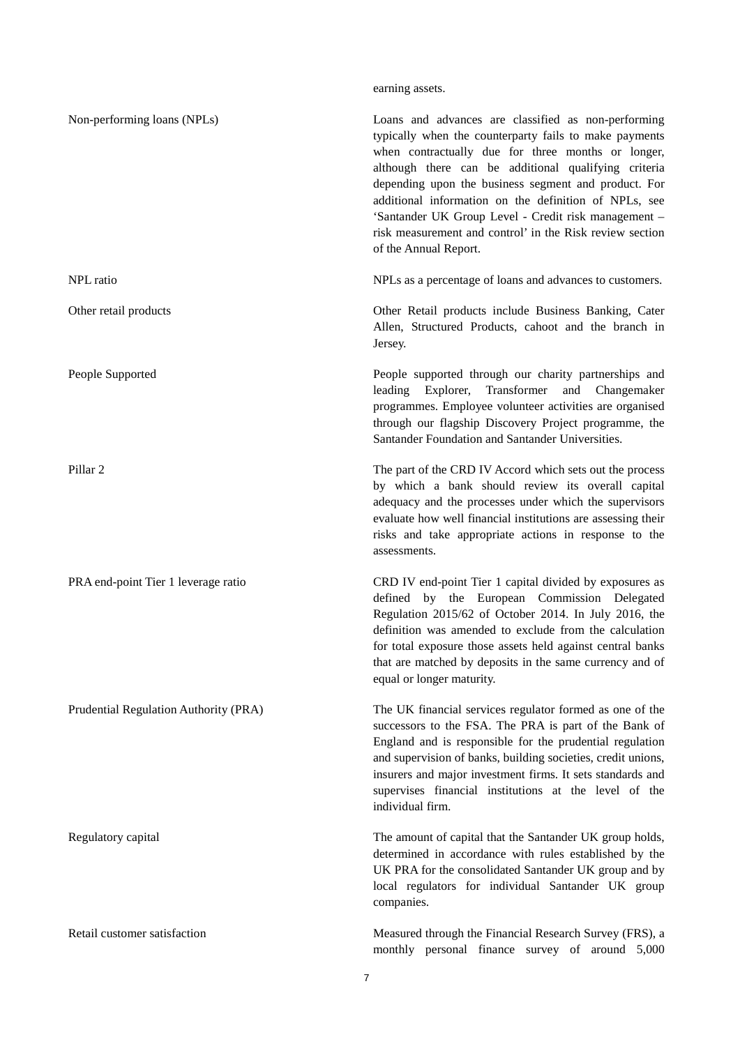earning assets.

| | |
|---|---|
| Non-performing loans (NPLs) | Loans and advances are classified as non-performing typically when the counterparty fails to make payments when contractually due for three months or longer, although there can be additional qualifying criteria depending upon the business segment and product. For additional information on the definition of NPLs, see 'Santander UK Group Level - Credit risk management – risk measurement and control' in the Risk review section of the Annual Report. |
| NPL ratio | NPLs as a percentage of loans and advances to customers. |
| Other retail products | Other Retail products include Business Banking, Cater Allen, Structured Products, cahoot and the branch in Jersey. |
| People Supported | People supported through our charity partnerships and leading Explorer, Transformer and Changemaker programmes. Employee volunteer activities are organised through our flagship Discovery Project programme, the Santander Foundation and Santander Universities. |
| Pillar 2 | The part of the CRD IV Accord which sets out the process by which a bank should review its overall capital adequacy and the processes under which the supervisors evaluate how well financial institutions are assessing their risks and take appropriate actions in response to the assessments. |
| PRA end-point Tier 1 leverage ratio | CRD IV end-point Tier 1 capital divided by exposures as defined by the European Commission Delegated Regulation 2015/62 of October 2014. In July 2016, the definition was amended to exclude from the calculation for total exposure those assets held against central banks that are matched by deposits in the same currency and of equal or longer maturity. |
| Prudential Regulation Authority (PRA) | The UK financial services regulator formed as one of the successors to the FSA. The PRA is part of the Bank of England and is responsible for the prudential regulation and supervision of banks, building societies, credit unions, insurers and major investment firms. It sets standards and supervises financial institutions at the level of the individual firm. |
| Regulatory capital | The amount of capital that the Santander UK group holds, determined in accordance with rules established by the UK PRA for the consolidated Santander UK group and by local regulators for individual Santander UK group companies. |
| Retail customer satisfaction | Measured through the Financial Research Survey (FRS), a monthly personal finance survey of around 5,000 |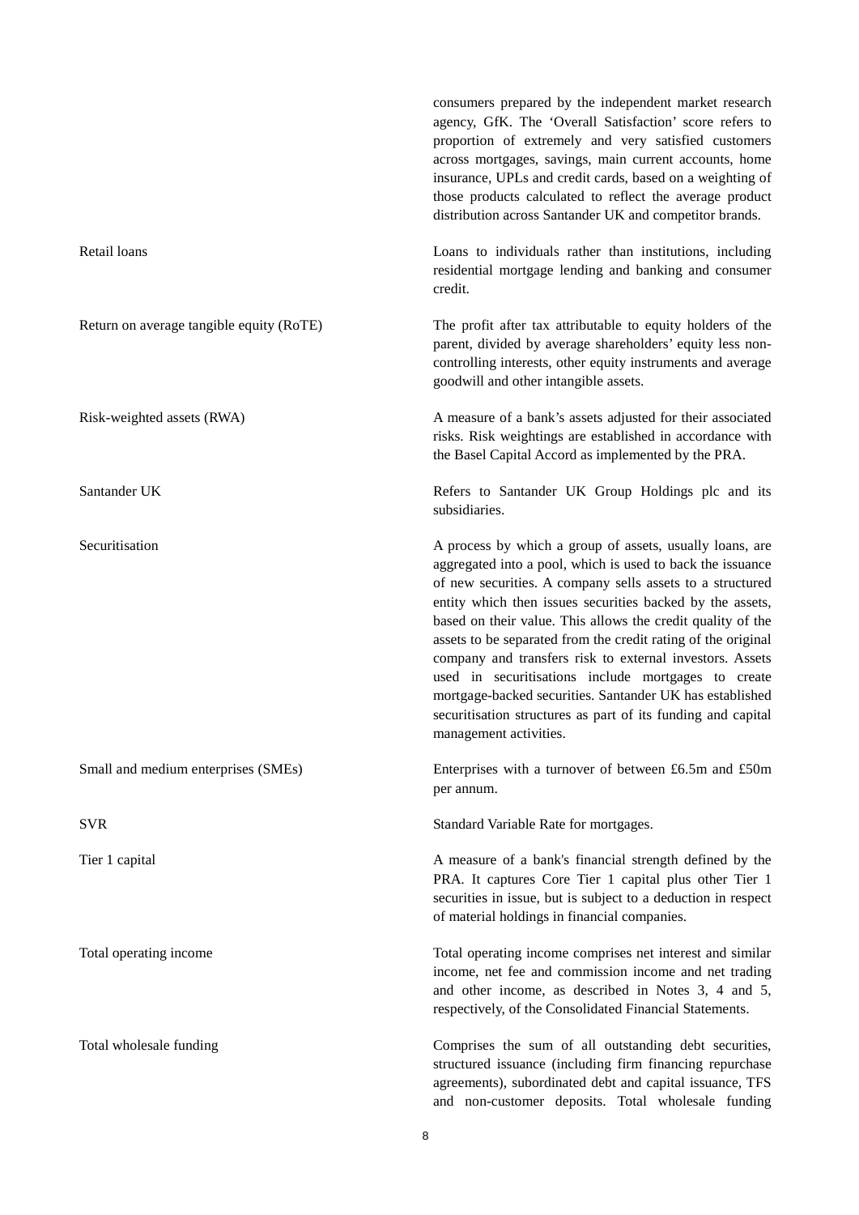consumers prepared by the independent market research agency, GfK. The 'Overall Satisfaction' score refers to proportion of extremely and very satisfied customers across mortgages, savings, main current accounts, home insurance, UPLs and credit cards, based on a weighting of those products calculated to reflect the average product distribution across Santander UK and competitor brands.

| | |
|---|---|
| Retail loans | Loans to individuals rather than institutions, including residential mortgage lending and banking and consumer credit. |
| Return on average tangible equity (RoTE) | The profit after tax attributable to equity holders of the parent, divided by average shareholders' equity less non-controlling interests, other equity instruments and average goodwill and other intangible assets. |
| Risk-weighted assets (RWA) | A measure of a bank's assets adjusted for their associated risks. Risk weightings are established in accordance with the Basel Capital Accord as implemented by the PRA. |
| Santander UK | Refers to Santander UK Group Holdings plc and its subsidiaries. |
| Securitisation | A process by which a group of assets, usually loans, are aggregated into a pool, which is used to back the issuance of new securities. A company sells assets to a structured entity which then issues securities backed by the assets, based on their value. This allows the credit quality of the assets to be separated from the credit rating of the original company and transfers risk to external investors. Assets used in securitisations include mortgages to create mortgage-backed securities. Santander UK has established securitisation structures as part of its funding and capital management activities. |
| Small and medium enterprises (SMEs) | Enterprises with a turnover of between £6.5m and £50m per annum. |
| SVR | Standard Variable Rate for mortgages. |
| Tier 1 capital | A measure of a bank's financial strength defined by the PRA. It captures Core Tier 1 capital plus other Tier 1 securities in issue, but is subject to a deduction in respect of material holdings in financial companies. |
| Total operating income | Total operating income comprises net interest and similar income, net fee and commission income and net trading and other income, as described in Notes 3, 4 and 5, respectively, of the Consolidated Financial Statements. |
| Total wholesale funding | Comprises the sum of all outstanding debt securities, structured issuance (including firm financing repurchase agreements), subordinated debt and capital issuance, TFS and non-customer deposits. Total wholesale funding |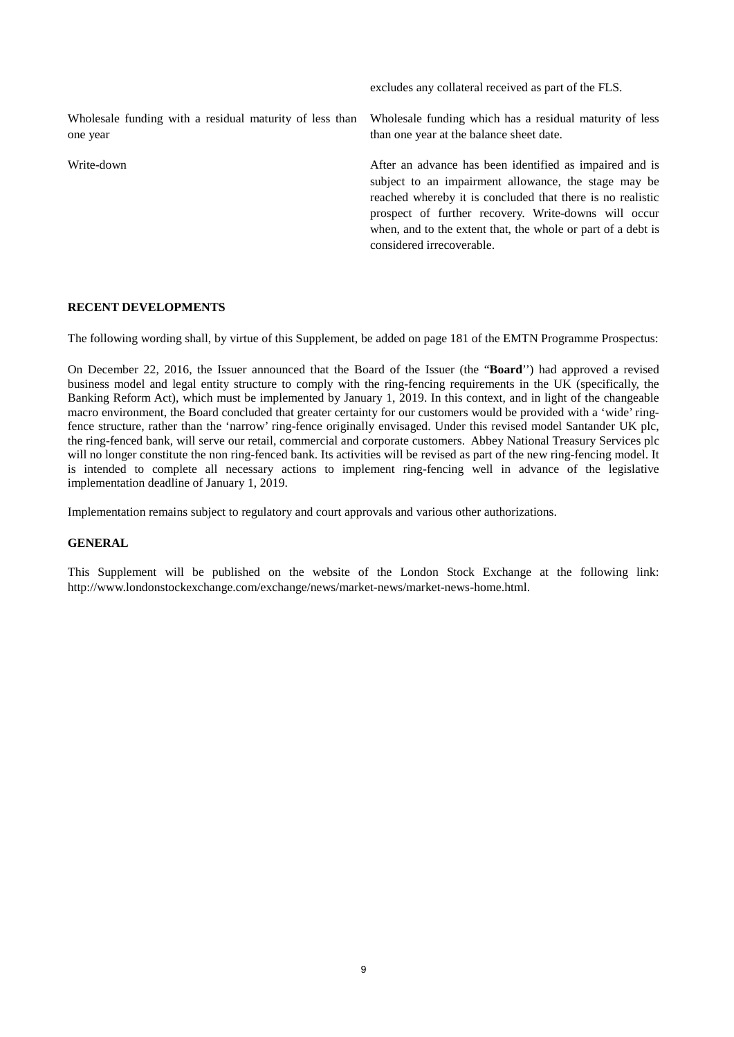| | |
|---|---|
| | excludes any collateral received as part of the FLS. |
| Wholesale funding with a residual maturity of less than one year | Wholesale funding which has a residual maturity of less than one year at the balance sheet date. |
| Write-down | After an advance has been identified as impaired and is subject to an impairment allowance, the stage may be reached whereby it is concluded that there is no realistic prospect of further recovery. Write-downs will occur when, and to the extent that, the whole or part of a debt is considered irrecoverable. |

**RECENT DEVELOPMENTS**

The following wording shall, by virtue of this Supplement, be added on page 181 of the EMTN Programme Prospectus:

On December 22, 2016, the Issuer announced that the Board of the Issuer (the "**Board**'') had approved a revised business model and legal entity structure to comply with the ring-fencing requirements in the UK (specifically, the Banking Reform Act), which must be implemented by January 1, 2019. In this context, and in light of the changeable macro environment, the Board concluded that greater certainty for our customers would be provided with a 'wide' ring-fence structure, rather than the 'narrow' ring-fence originally envisaged. Under this revised model Santander UK plc, the ring-fenced bank, will serve our retail, commercial and corporate customers. Abbey National Treasury Services plc will no longer constitute the non ring-fenced bank. Its activities will be revised as part of the new ring-fencing model. It is intended to complete all necessary actions to implement ring-fencing well in advance of the legislative implementation deadline of January 1, 2019.

Implementation remains subject to regulatory and court approvals and various other authorizations.

**GENERAL**

This Supplement will be published on the website of the London Stock Exchange at the following link: http://www.londonstockexchange.com/exchange/news/market-news/market-news-home.html.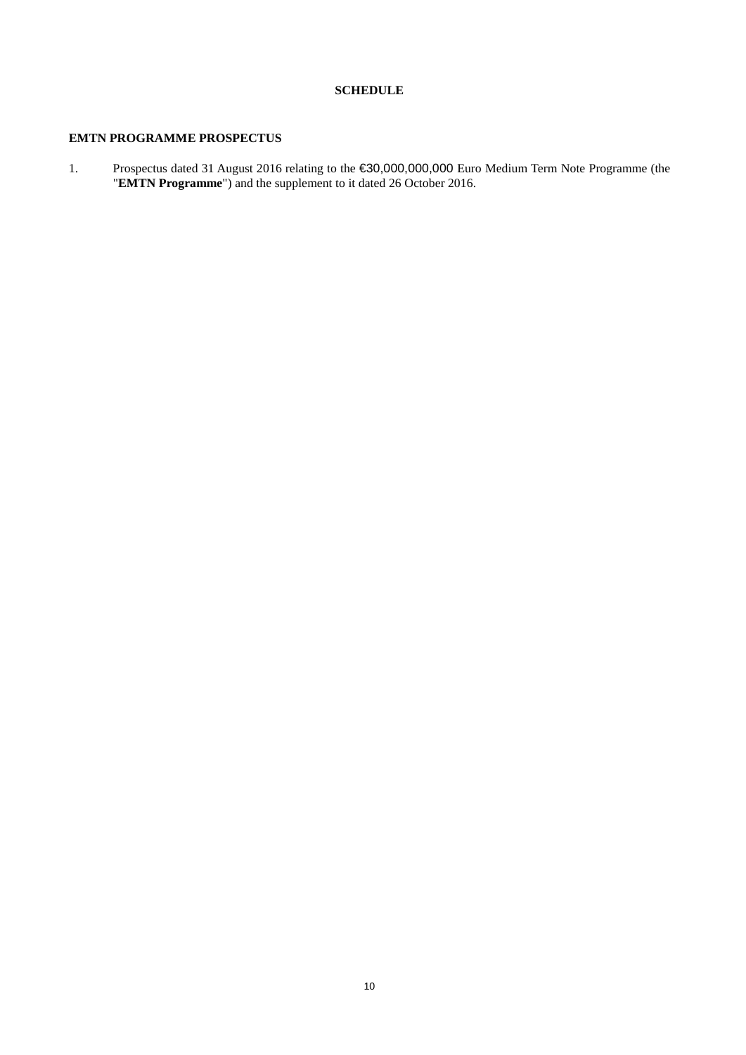# SCHEDULE

## EMTN PROGRAMME PROSPECTUS

1. Prospectus dated 31 August 2016 relating to the €30,000,000,000 Euro Medium Term Note Programme (the "**EMTN Programme**") and the supplement to it dated 26 October 2016.